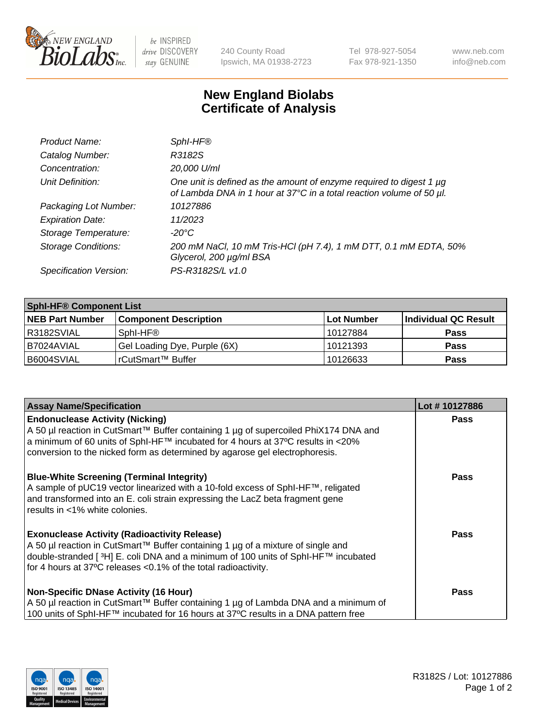# New England Biolabs
## Certificate of Analysis

| | |
|---|---|
| *Product Name:* | *SphI-HF®* |
| *Catalog Number:* | *R3182S* |
| *Concentration:* | *20,000 U/ml* |
| *Unit Definition:* | *One unit is defined as the amount of enzyme required to digest 1 µg of Lambda DNA in 1 hour at 37°C in a total reaction volume of 50 µl.* |
| *Packaging Lot Number:* | *10127886* |
| *Expiration Date:* | *11/2023* |
| *Storage Temperature:* | *-20°C* |
| *Storage Conditions:* | *200 mM NaCl, 10 mM Tris-HCl (pH 7.4), 1 mM DTT, 0.1 mM EDTA, 50% Glycerol, 200 µg/ml BSA* |
| *Specification Version:* | *PS-R3182S/L v1.0* |

| **SphI-HF® Component List** | | | |
|---|---|---|---|
| **NEB Part Number** | **Component Description** | **Lot Number** | **Individual QC Result** |
| R3182SVIAL | SphI-HF® | 10127884 | **Pass** |
| B7024AVIAL | Gel Loading Dye, Purple (6X) | 10121393 | **Pass** |
| B6004SVIAL | rCutSmart™ Buffer | 10126633 | **Pass** |

| **Assay Name/Specification** | **Lot # 10127886** |
|---|---|
| **Endonuclease Activity (Nicking)**<br>A 50 µl reaction in CutSmart™ Buffer containing 1 µg of supercoiled PhiX174 DNA and a minimum of 60 units of SphI-HF™ incubated for 4 hours at 37ºC results in <20% conversion to the nicked form as determined by agarose gel electrophoresis. | **Pass** |
| **Blue-White Screening (Terminal Integrity)**<br>A sample of pUC19 vector linearized with a 10-fold excess of SphI-HF™, religated and transformed into an E. coli strain expressing the LacZ beta fragment gene results in <1% white colonies. | **Pass** |
| **Exonuclease Activity (Radioactivity Release)**<br>A 50 µl reaction in CutSmart™ Buffer containing 1 µg of a mixture of single and double-stranded [ $^{3}$H] E. coli DNA and a minimum of 100 units of SphI-HF™ incubated for 4 hours at 37ºC releases <0.1% of the total radioactivity. | **Pass** |
| **Non-Specific DNase Activity (16 Hour)**<br>A 50 µl reaction in CutSmart™ Buffer containing 1 µg of Lambda DNA and a minimum of 100 units of SphI-HF™ incubated for 16 hours at 37ºC results in a DNA pattern free | **Pass** |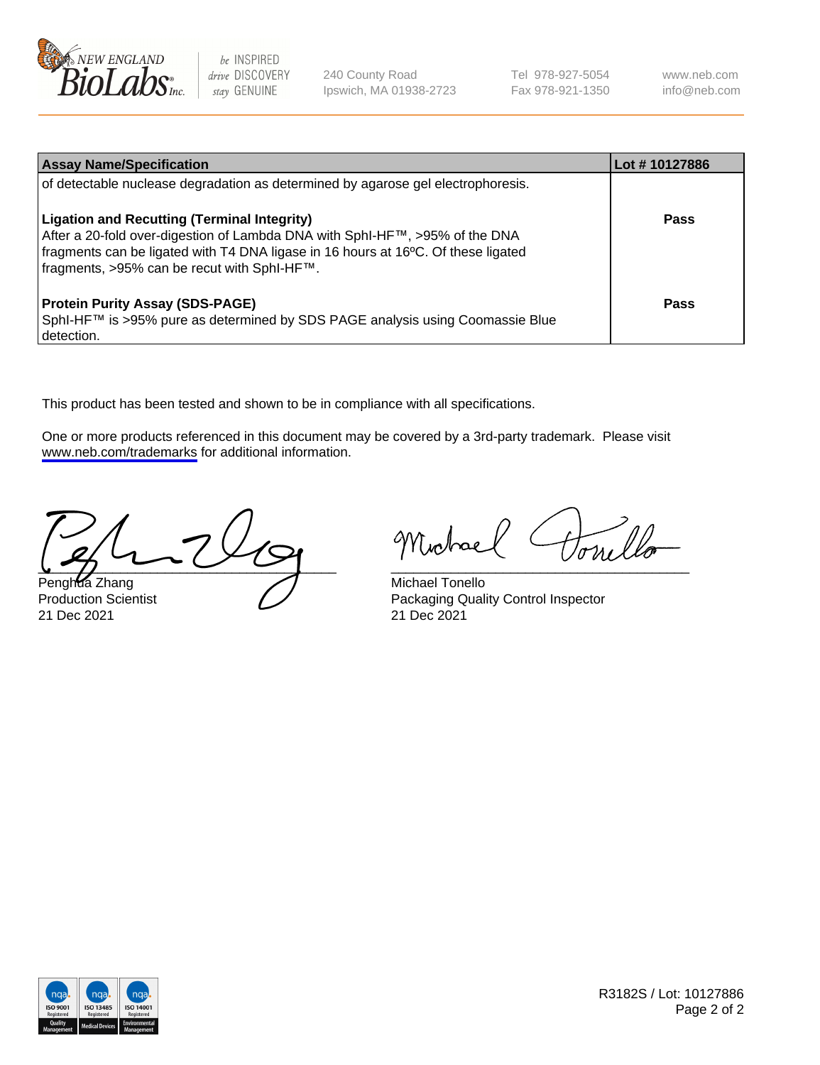| Assay Name/Specification | Lot # 10127886 |
|---|---|
| of detectable nuclease degradation as determined by agarose gel electrophoresis. | |
| **Ligation and Recutting (Terminal Integrity)**<br>After a 20-fold over-digestion of Lambda DNA with SphI-HF™, >95% of the DNA fragments can be ligated with T4 DNA ligase in 16 hours at 16ºC. Of these ligated fragments, >95% can be recut with SphI-HF™. | **Pass** |
| **Protein Purity Assay (SDS-PAGE)**<br>SphI-HF™ is >95% pure as determined by SDS PAGE analysis using Coomassie Blue detection. | **Pass** |

This product has been tested and shown to be in compliance with all specifications.

One or more products referenced in this document may be covered by a 3rd-party trademark. Please visit www.neb.com/trademarks for additional information.

Penghua Zhang
Production Scientist
21 Dec 2021

Michael Tonello
Packaging Quality Control Inspector
21 Dec 2021

R3182S / Lot: 10127886